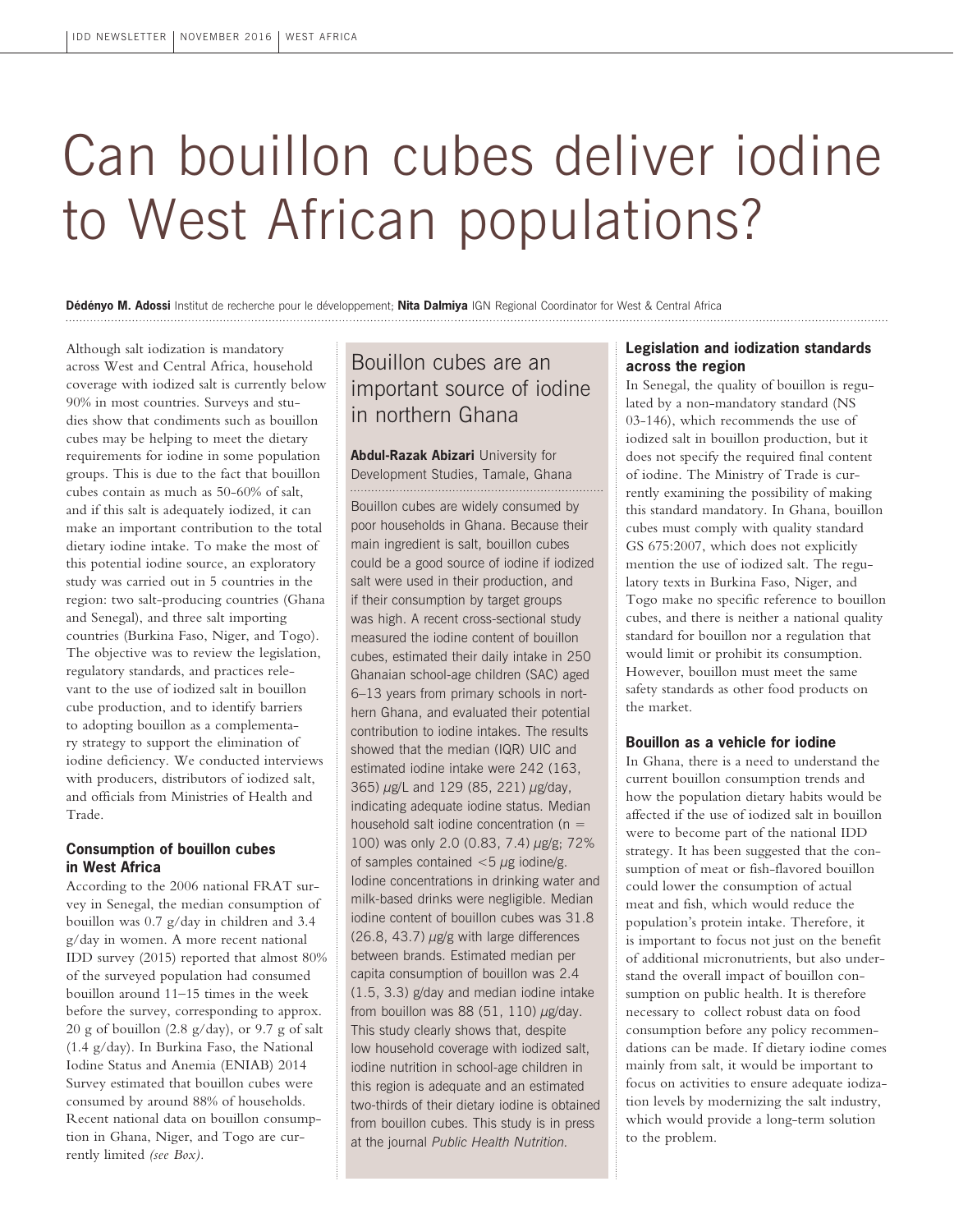# Can bouillon cubes deliver iodine to West African populations?

**Dédényo M. Adossi** Institut de recherche pour le développement; **Nita Dalmiya** IGN Regional Coordinator for West & Central Africa

Although salt iodization is mandatory across West and Central Africa, household coverage with iodized salt is currently below 90% in most countries. Surveys and studies show that condiments such as bouillon cubes may be helping to meet the dietary requirements for iodine in some population groups. This is due to the fact that bouillon cubes contain as much as 50-60% of salt, and if this salt is adequately iodized, it can make an important contribution to the total dietary iodine intake. To make the most of this potential iodine source, an exploratory study was carried out in 5 countries in the region: two salt-producing countries (Ghana and Senegal), and three salt importing countries (Burkina Faso, Niger, and Togo). The objective was to review the legislation, regulatory standards, and practices relevant to the use of iodized salt in bouillon cube production, and to identify barriers to adopting bouillon as a complementary strategy to support the elimination of iodine deficiency. We conducted interviews with producers, distributors of iodized salt, and officials from Ministries of Health and Trade.

### Consumption of bouillon cubes in West Africa

According to the 2006 national FRAT survey in Senegal, the median consumption of bouillon was 0.7 g/day in children and 3.4 g/day in women. A more recent national IDD survey (2015) reported that almost 80% of the surveyed population had consumed bouillon around 11–15 times in the week before the survey, corresponding to approx. 20 g of bouillon (2.8 g/day), or 9.7 g of salt (1.4 g/day). In Burkina Faso, the National Iodine Status and Anemia (ENIAB) 2014 Survey estimated that bouillon cubes were consumed by around 88% of households. Recent national data on bouillon consumption in Ghana, Niger, and Togo are currently limited *(see Box)*.

## Bouillon cubes are an important source of iodine in northern Ghana

**Abdul-Razak Abizari** University for Development Studies, Tamale, Ghana

Bouillon cubes are widely consumed by poor households in Ghana. Because their main ingredient is salt, bouillon cubes could be a good source of iodine if iodized salt were used in their production, and if their consumption by target groups was high. A recent cross-sectional study measured the iodine content of bouillon cubes, estimated their daily intake in 250 Ghanaian school-age children (SAC) aged 6–13 years from primary schools in northern Ghana, and evaluated their potential contribution to iodine intakes. The results showed that the median (IQR) UIC and estimated iodine intake were 242 (163, 365) $\mu$g/L and 129 (85, 221) $\mu$g/day, indicating adequate iodine status. Median household salt iodine concentration ($n = 100$) was only 2.0 (0.83, 7.4) $\mu$g/g; 72% of samples contained $<5$ $\mu$g iodine/g. Iodine concentrations in drinking water and milk-based drinks were negligible. Median iodine content of bouillon cubes was 31.8 (26.8, 43.7) $\mu$g/g with large differences between brands. Estimated median per capita consumption of bouillon was 2.4 (1.5, 3.3) g/day and median iodine intake from bouillon was 88 (51, 110) $\mu$g/day. This study clearly shows that, despite low household coverage with iodized salt, iodine nutrition in school-age children in this region is adequate and an estimated two-thirds of their dietary iodine is obtained from bouillon cubes. This study is in press at the journal *Public Health Nutrition.*

### Legislation and iodization standards across the region

In Senegal, the quality of bouillon is regulated by a non-mandatory standard (NS 03-146), which recommends the use of iodized salt in bouillon production, but it does not specify the required final content of iodine. The Ministry of Trade is currently examining the possibility of making this standard mandatory. In Ghana, bouillon cubes must comply with quality standard GS 675:2007, which does not explicitly mention the use of iodized salt. The regulatory texts in Burkina Faso, Niger, and Togo make no specific reference to bouillon cubes, and there is neither a national quality standard for bouillon nor a regulation that would limit or prohibit its consumption. However, bouillon must meet the same safety standards as other food products on the market.

### Bouillon as a vehicle for iodine

In Ghana, there is a need to understand the current bouillon consumption trends and how the population dietary habits would be affected if the use of iodized salt in bouillon were to become part of the national IDD strategy. It has been suggested that the consumption of meat or fish-flavored bouillon could lower the consumption of actual meat and fish, which would reduce the population's protein intake. Therefore, it is important to focus not just on the benefit of additional micronutrients, but also understand the overall impact of bouillon consumption on public health. It is therefore necessary to collect robust data on food consumption before any policy recommendations can be made. If dietary iodine comes mainly from salt, it would be important to focus on activities to ensure adequate iodization levels by modernizing the salt industry, which would provide a long-term solution to the problem.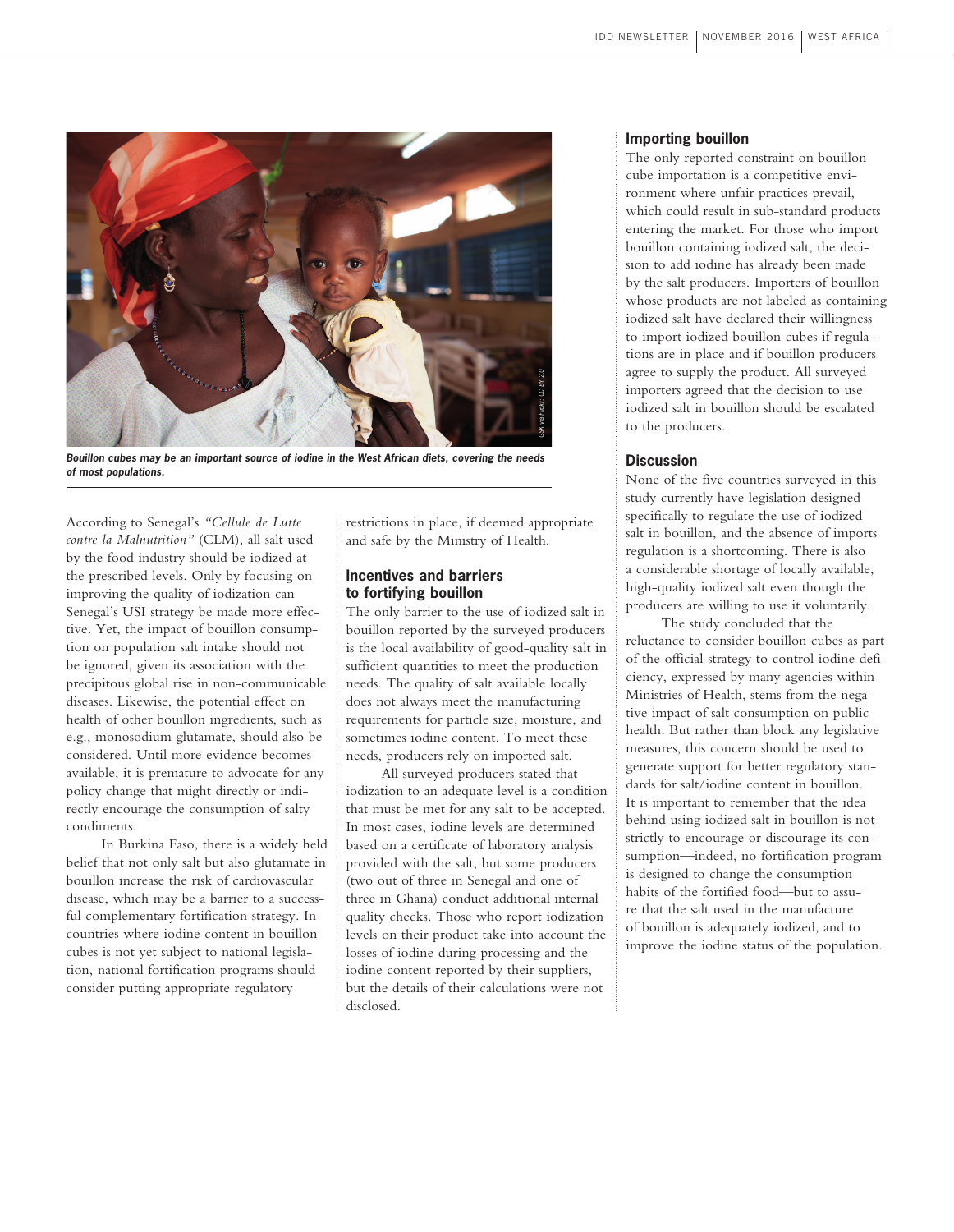*Bouillon cubes may be an important source of iodine in the West African diets, covering the needs of most populations.*

According to Senegal's *"Cellule de Lutte contre la Malnutrition"* (CLM), all salt used by the food industry should be iodized at the prescribed levels. Only by focusing on improving the quality of iodization can Senegal's USI strategy be made more effective. Yet, the impact of bouillon consumption on population salt intake should not be ignored, given its association with the precipitous global rise in non-communicable diseases. Likewise, the potential effect on health of other bouillon ingredients, such as e.g., monosodium glutamate, should also be considered. Until more evidence becomes available, it is premature to advocate for any policy change that might directly or indirectly encourage the consumption of salty condiments.

In Burkina Faso, there is a widely held belief that not only salt but also glutamate in bouillon increase the risk of cardiovascular disease, which may be a barrier to a successful complementary fortification strategy. In countries where iodine content in bouillon cubes is not yet subject to national legislation, national fortification programs should consider putting appropriate regulatory restrictions in place, if deemed appropriate and safe by the Ministry of Health.

## Incentives and barriers to fortifying bouillon

The only barrier to the use of iodized salt in bouillon reported by the surveyed producers is the local availability of good-quality salt in sufficient quantities to meet the production needs. The quality of salt available locally does not always meet the manufacturing requirements for particle size, moisture, and sometimes iodine content. To meet these needs, producers rely on imported salt.

All surveyed producers stated that iodization to an adequate level is a condition that must be met for any salt to be accepted. In most cases, iodine levels are determined based on a certificate of laboratory analysis provided with the salt, but some producers (two out of three in Senegal and one of three in Ghana) conduct additional internal quality checks. Those who report iodization levels on their product take into account the losses of iodine during processing and the iodine content reported by their suppliers, but the details of their calculations were not disclosed.

## Importing bouillon

The only reported constraint on bouillon cube importation is a competitive environment where unfair practices prevail, which could result in sub-standard products entering the market. For those who import bouillon containing iodized salt, the decision to add iodine has already been made by the salt producers. Importers of bouillon whose products are not labeled as containing iodized salt have declared their willingness to import iodized bouillon cubes if regulations are in place and if bouillon producers agree to supply the product. All surveyed importers agreed that the decision to use iodized salt in bouillon should be escalated to the producers.

## Discussion

None of the five countries surveyed in this study currently have legislation designed specifically to regulate the use of iodized salt in bouillon, and the absence of imports regulation is a shortcoming. There is also a considerable shortage of locally available, high-quality iodized salt even though the producers are willing to use it voluntarily.

The study concluded that the reluctance to consider bouillon cubes as part of the official strategy to control iodine deficiency, expressed by many agencies within Ministries of Health, stems from the negative impact of salt consumption on public health. But rather than block any legislative measures, this concern should be used to generate support for better regulatory standards for salt/iodine content in bouillon. It is important to remember that the idea behind using iodized salt in bouillon is not strictly to encourage or discourage its consumption—indeed, no fortification program is designed to change the consumption habits of the fortified food—but to assure that the salt used in the manufacture of bouillon is adequately iodized, and to improve the iodine status of the population.